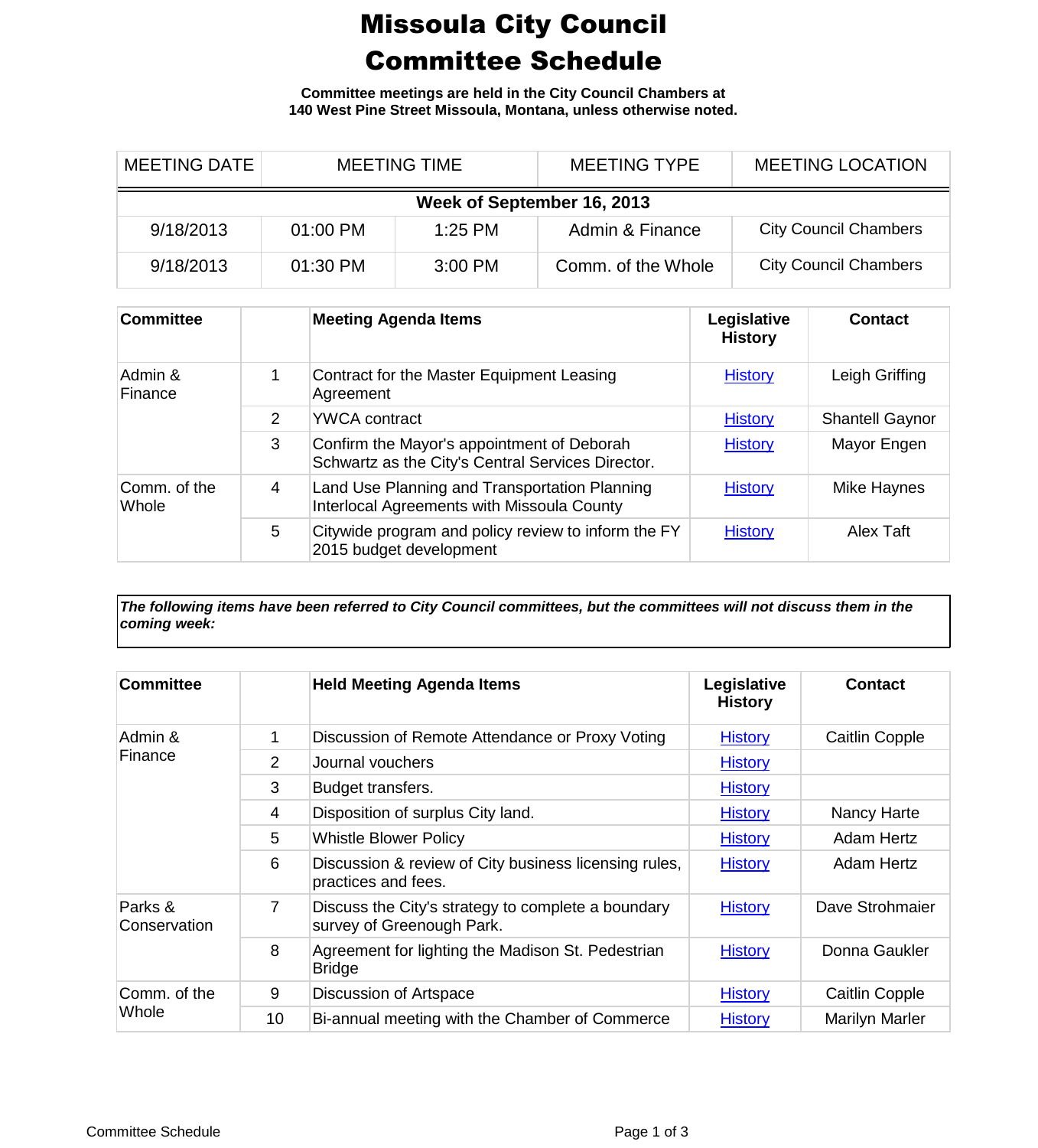# Missoula City Council
# Committee Schedule

**Committee meetings are held in the City Council Chambers at 140 West Pine Street Missoula, Montana, unless otherwise noted.**

| MEETING DATE | MEETING TIME | | MEETING TYPE | MEETING LOCATION |
|---|---|---|---|---|
| **Week of September 16, 2013** | | | | |
| 9/18/2013 | 01:00 PM | 1:25 PM | Admin & Finance | City Council Chambers |
| 9/18/2013 | 01:30 PM | 3:00 PM | Comm. of the Whole | City Council Chambers |

| Committee | | Meeting Agenda Items | Legislative History | Contact |
|---|---|---|---|---|
| Admin & Finance | 1 | Contract for the Master Equipment Leasing Agreement | History | Leigh Griffing |
| | 2 | YWCA contract | History | Shantell Gaynor |
| | 3 | Confirm the Mayor's appointment of Deborah Schwartz as the City's Central Services Director. | History | Mayor Engen |
| Comm. of the Whole | 4 | Land Use Planning and Transportation Planning Interlocal Agreements with Missoula County | History | Mike Haynes |
| | 5 | Citywide program and policy review to inform the FY 2015 budget development | History | Alex Taft |

***The following items have been referred to City Council committees, but the committees will not discuss them in the coming week:***

| Committee | | Held Meeting Agenda Items | Legislative History | Contact |
|---|---|---|---|---|
| Admin & Finance | 1 | Discussion of Remote Attendance or Proxy Voting | History | Caitlin Copple |
| | 2 | Journal vouchers | History | |
| | 3 | Budget transfers. | History | |
| | 4 | Disposition of surplus City land. | History | Nancy Harte |
| | 5 | Whistle Blower Policy | History | Adam Hertz |
| | 6 | Discussion & review of City business licensing rules, practices and fees. | History | Adam Hertz |
| Parks & Conservation | 7 | Discuss the City's strategy to complete a boundary survey of Greenough Park. | History | Dave Strohmaier |
| | 8 | Agreement for lighting the Madison St. Pedestrian Bridge | History | Donna Gaukler |
| Comm. of the Whole | 9 | Discussion of Artspace | History | Caitlin Copple |
| | 10 | Bi-annual meeting with the Chamber of Commerce | History | Marilyn Marler |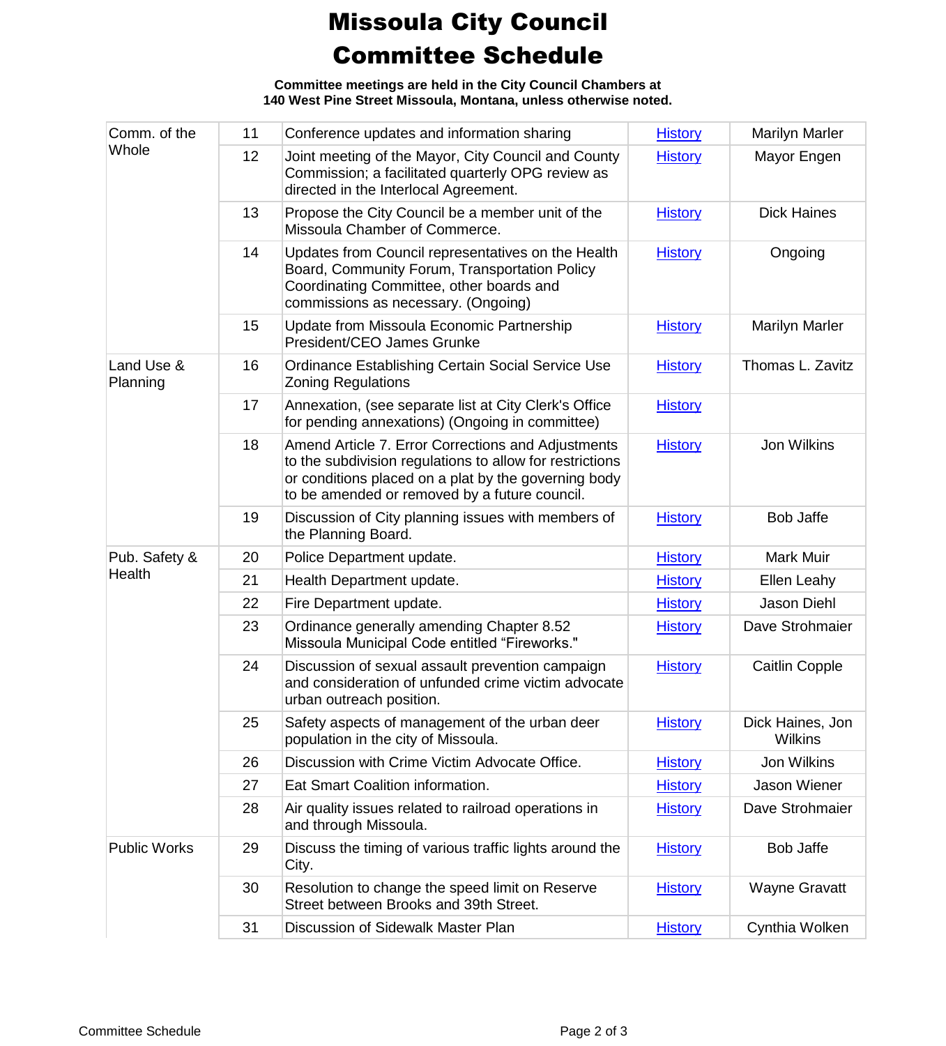# Missoula City Council Committee Schedule

**Committee meetings are held in the City Council Chambers at 140 West Pine Street Missoula, Montana, unless otherwise noted.**

| | | | | |
|---|---|---|---|---|
| Comm. of the Whole | 11 | Conference updates and information sharing | History | Marilyn Marler |
| | 12 | Joint meeting of the Mayor, City Council and County Commission; a facilitated quarterly OPG review as directed in the Interlocal Agreement. | History | Mayor Engen |
| | 13 | Propose the City Council be a member unit of the Missoula Chamber of Commerce. | History | Dick Haines |
| | 14 | Updates from Council representatives on the Health Board, Community Forum, Transportation Policy Coordinating Committee, other boards and commissions as necessary. (Ongoing) | History | Ongoing |
| | 15 | Update from Missoula Economic Partnership President/CEO James Grunke | History | Marilyn Marler |
| Land Use & Planning | 16 | Ordinance Establishing Certain Social Service Use Zoning Regulations | History | Thomas L. Zavitz |
| | 17 | Annexation, (see separate list at City Clerk's Office for pending annexations) (Ongoing in committee) | History | |
| | 18 | Amend Article 7. Error Corrections and Adjustments to the subdivision regulations to allow for restrictions or conditions placed on a plat by the governing body to be amended or removed by a future council. | History | Jon Wilkins |
| | 19 | Discussion of City planning issues with members of the Planning Board. | History | Bob Jaffe |
| Pub. Safety & Health | 20 | Police Department update. | History | Mark Muir |
| | 21 | Health Department update. | History | Ellen Leahy |
| | 22 | Fire Department update. | History | Jason Diehl |
| | 23 | Ordinance generally amending Chapter 8.52 Missoula Municipal Code entitled “Fireworks.” | History | Dave Strohmaier |
| | 24 | Discussion of sexual assault prevention campaign and consideration of unfunded crime victim advocate urban outreach position. | History | Caitlin Copple |
| | 25 | Safety aspects of management of the urban deer population in the city of Missoula. | History | Dick Haines, Jon Wilkins |
| | 26 | Discussion with Crime Victim Advocate Office. | History | Jon Wilkins |
| | 27 | Eat Smart Coalition information. | History | Jason Wiener |
| | 28 | Air quality issues related to railroad operations in and through Missoula. | History | Dave Strohmaier |
| Public Works | 29 | Discuss the timing of various traffic lights around the City. | History | Bob Jaffe |
| | 30 | Resolution to change the speed limit on Reserve Street between Brooks and 39th Street. | History | Wayne Gravatt |
| | 31 | Discussion of Sidewalk Master Plan | History | Cynthia Wolken |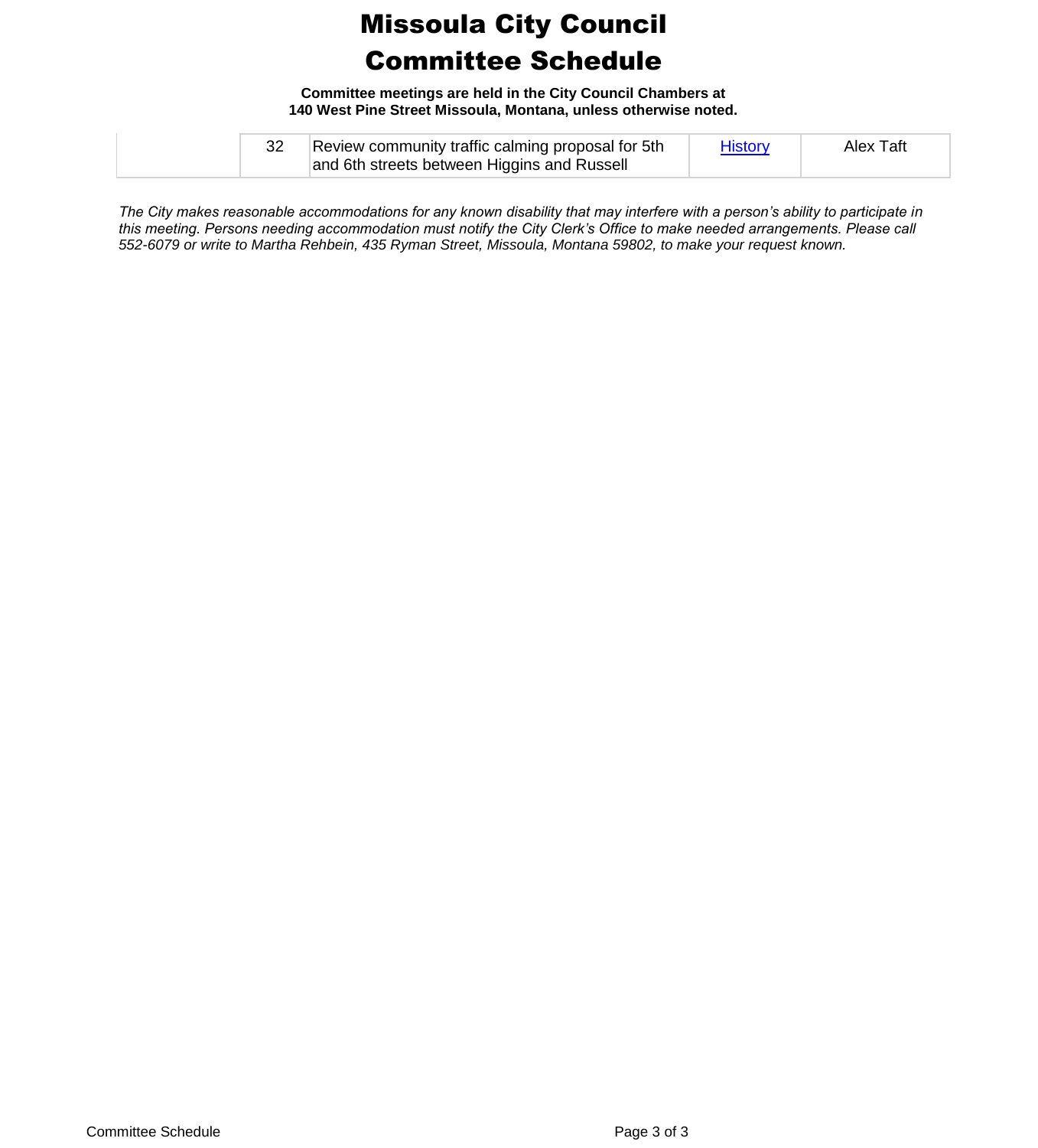# Missoula City Council
# Committee Schedule

**Committee meetings are held in the City Council Chambers at 140 West Pine Street Missoula, Montana, unless otherwise noted.**

| | | | | |
|---|---|---|---|---|
| | 32 | Review community traffic calming proposal for 5th and 6th streets between Higgins and Russell | History | Alex Taft |

*The City makes reasonable accommodations for any known disability that may interfere with a person's ability to participate in this meeting. Persons needing accommodation must notify the City Clerk's Office to make needed arrangements. Please call 552-6079 or write to Martha Rehbein, 435 Ryman Street, Missoula, Montana 59802, to make your request known.*